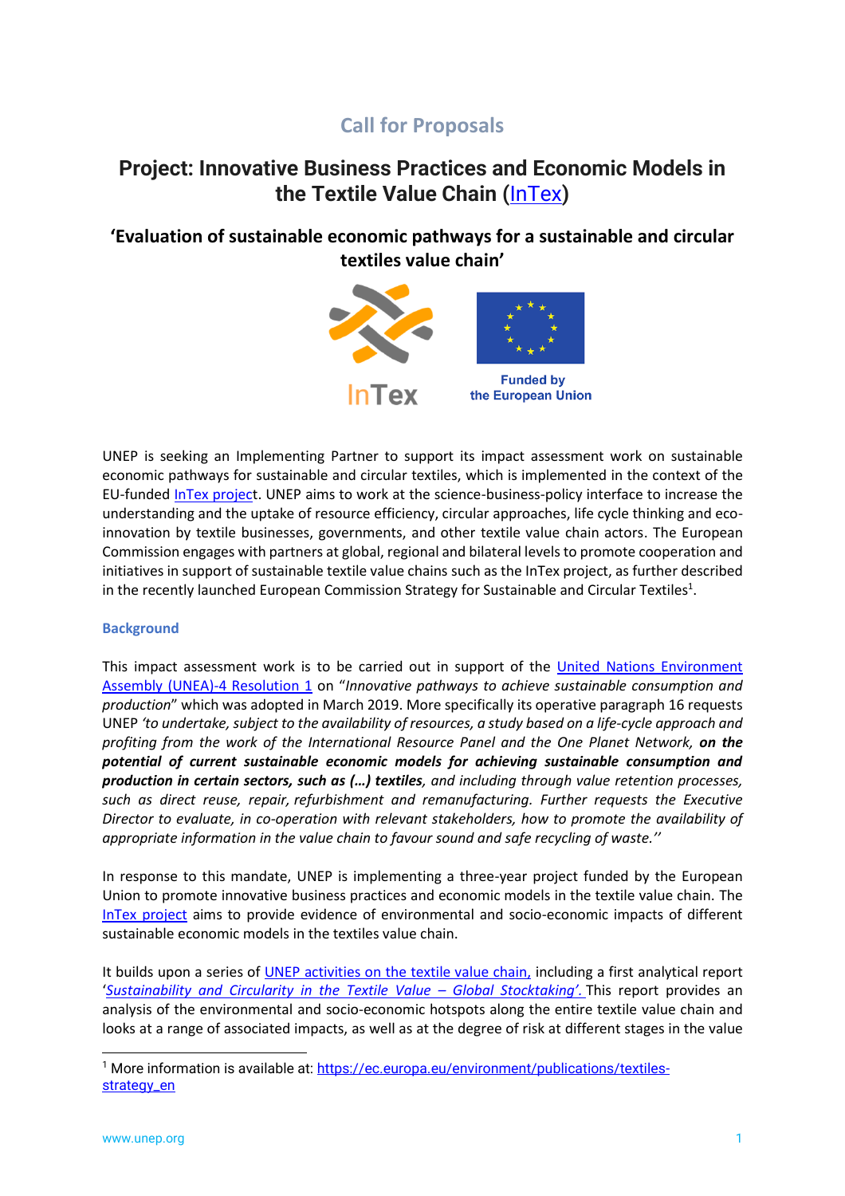## Call for Proposals

# Project: Innovative Business Practices and Economic Models in the Textile Value Chain (InTex)

## 'Evaluation of sustainable economic pathways for a sustainable and circular textiles value chain'

InTex

Funded by the European Union

UNEP is seeking an Implementing Partner to support its impact assessment work on sustainable economic pathways for sustainable and circular textiles, which is implemented in the context of the EU-funded InTex project. UNEP aims to work at the science-business-policy interface to increase the understanding and the uptake of resource efficiency, circular approaches, life cycle thinking and eco-innovation by textile businesses, governments, and other textile value chain actors. The European Commission engages with partners at global, regional and bilateral levels to promote cooperation and initiatives in support of sustainable textile value chains such as the InTex project, as further described in the recently launched European Commission Strategy for Sustainable and Circular Textiles[1].

### Background

This impact assessment work is to be carried out in support of the United Nations Environment Assembly (UNEA)-4 Resolution 1 on "*Innovative pathways to achieve sustainable consumption and production*" which was adopted in March 2019. More specifically its operative paragraph 16 requests UNEP *'to undertake, subject to the availability of resources, a study based on a life-cycle approach and profiting from the work of the International Resource Panel and the One Planet Network,* ***on the potential of current sustainable economic models for achieving sustainable consumption and production in certain sectors, such as (…) textiles****, and including through value retention processes, such as direct reuse, repair, refurbishment and remanufacturing. Further requests the Executive Director to evaluate, in co-operation with relevant stakeholders, how to promote the availability of appropriate information in the value chain to favour sound and safe recycling of waste.''*

In response to this mandate, UNEP is implementing a three-year project funded by the European Union to promote innovative business practices and economic models in the textile value chain. The InTex project aims to provide evidence of environmental and socio-economic impacts of different sustainable economic models in the textiles value chain.

It builds upon a series of UNEP activities on the textile value chain, including a first analytical report '*Sustainability and Circularity in the Textile Value – Global Stocktaking'.* This report provides an analysis of the environmental and socio-economic hotspots along the entire textile value chain and looks at a range of associated impacts, as well as at the degree of risk at different stages in the value

[1] More information is available at: https://ec.europa.eu/environment/publications/textiles-strategy_en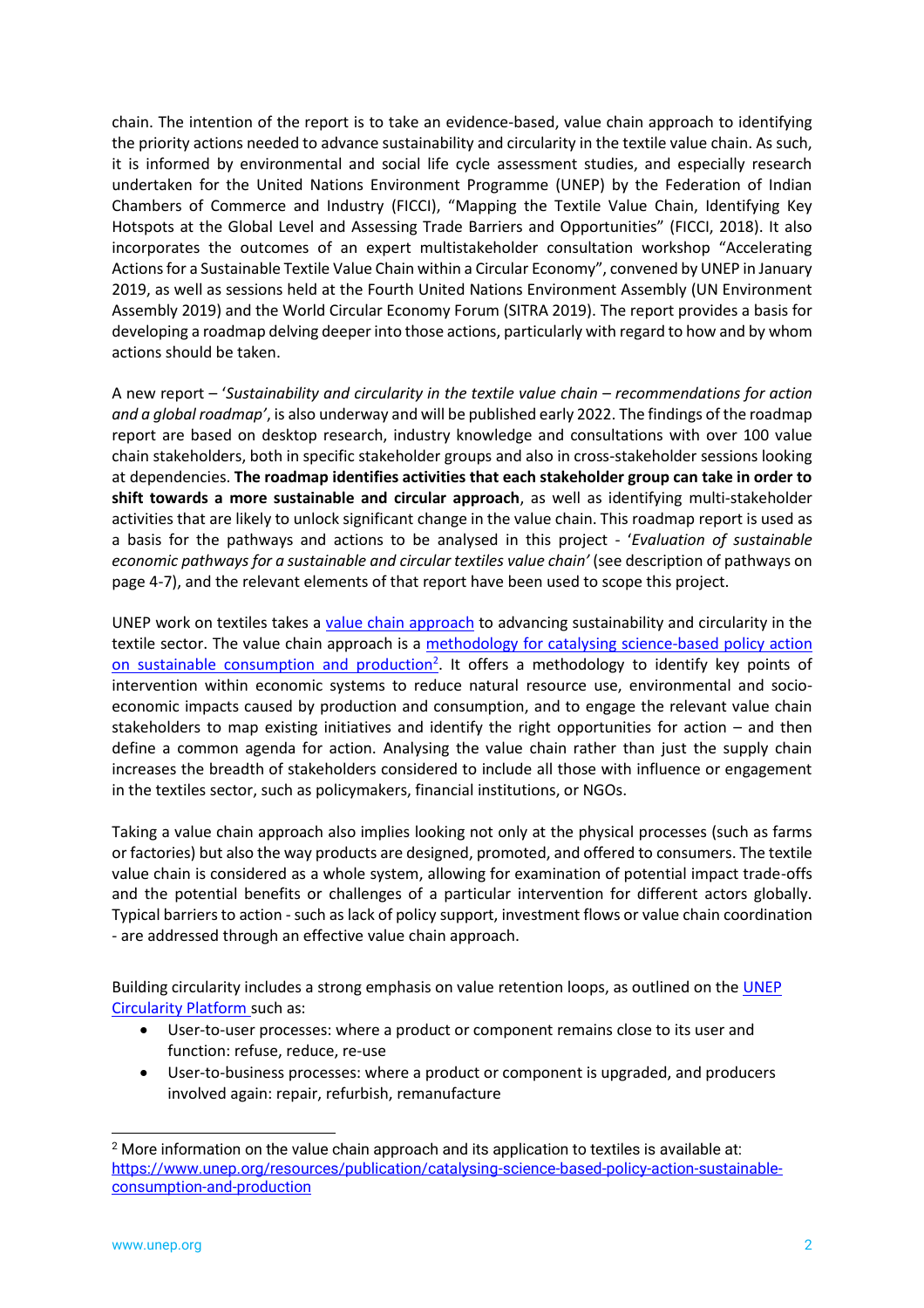chain. The intention of the report is to take an evidence-based, value chain approach to identifying the priority actions needed to advance sustainability and circularity in the textile value chain. As such, it is informed by environmental and social life cycle assessment studies, and especially research undertaken for the United Nations Environment Programme (UNEP) by the Federation of Indian Chambers of Commerce and Industry (FICCI), "Mapping the Textile Value Chain, Identifying Key Hotspots at the Global Level and Assessing Trade Barriers and Opportunities" (FICCI, 2018). It also incorporates the outcomes of an expert multistakeholder consultation workshop "Accelerating Actions for a Sustainable Textile Value Chain within a Circular Economy", convened by UNEP in January 2019, as well as sessions held at the Fourth United Nations Environment Assembly (UN Environment Assembly 2019) and the World Circular Economy Forum (SITRA 2019). The report provides a basis for developing a roadmap delving deeper into those actions, particularly with regard to how and by whom actions should be taken.

A new report – '*Sustainability and circularity in the textile value chain – recommendations for action and a global roadmap'*, is also underway and will be published early 2022. The findings of the roadmap report are based on desktop research, industry knowledge and consultations with over 100 value chain stakeholders, both in specific stakeholder groups and also in cross-stakeholder sessions looking at dependencies. **The roadmap identifies activities that each stakeholder group can take in order to shift towards a more sustainable and circular approach**, as well as identifying multi-stakeholder activities that are likely to unlock significant change in the value chain. This roadmap report is used as a basis for the pathways and actions to be analysed in this project - '*Evaluation of sustainable economic pathways for a sustainable and circular textiles value chain'* (see description of pathways on page 4-7), and the relevant elements of that report have been used to scope this project.

UNEP work on textiles takes a value chain approach to advancing sustainability and circularity in the textile sector. The value chain approach is a methodology for catalysing science-based policy action on sustainable consumption and production[2]. It offers a methodology to identify key points of intervention within economic systems to reduce natural resource use, environmental and socio-economic impacts caused by production and consumption, and to engage the relevant value chain stakeholders to map existing initiatives and identify the right opportunities for action – and then define a common agenda for action. Analysing the value chain rather than just the supply chain increases the breadth of stakeholders considered to include all those with influence or engagement in the textiles sector, such as policymakers, financial institutions, or NGOs.

Taking a value chain approach also implies looking not only at the physical processes (such as farms or factories) but also the way products are designed, promoted, and offered to consumers. The textile value chain is considered as a whole system, allowing for examination of potential impact trade-offs and the potential benefits or challenges of a particular intervention for different actors globally. Typical barriers to action - such as lack of policy support, investment flows or value chain coordination - are addressed through an effective value chain approach.

Building circularity includes a strong emphasis on value retention loops, as outlined on the UNEP Circularity Platform such as:

- User-to-user processes: where a product or component remains close to its user and function: refuse, reduce, re-use
- User-to-business processes: where a product or component is upgraded, and producers involved again: repair, refurbish, remanufacture

[2] More information on the value chain approach and its application to textiles is available at: https://www.unep.org/resources/publication/catalysing-science-based-policy-action-sustainable-consumption-and-production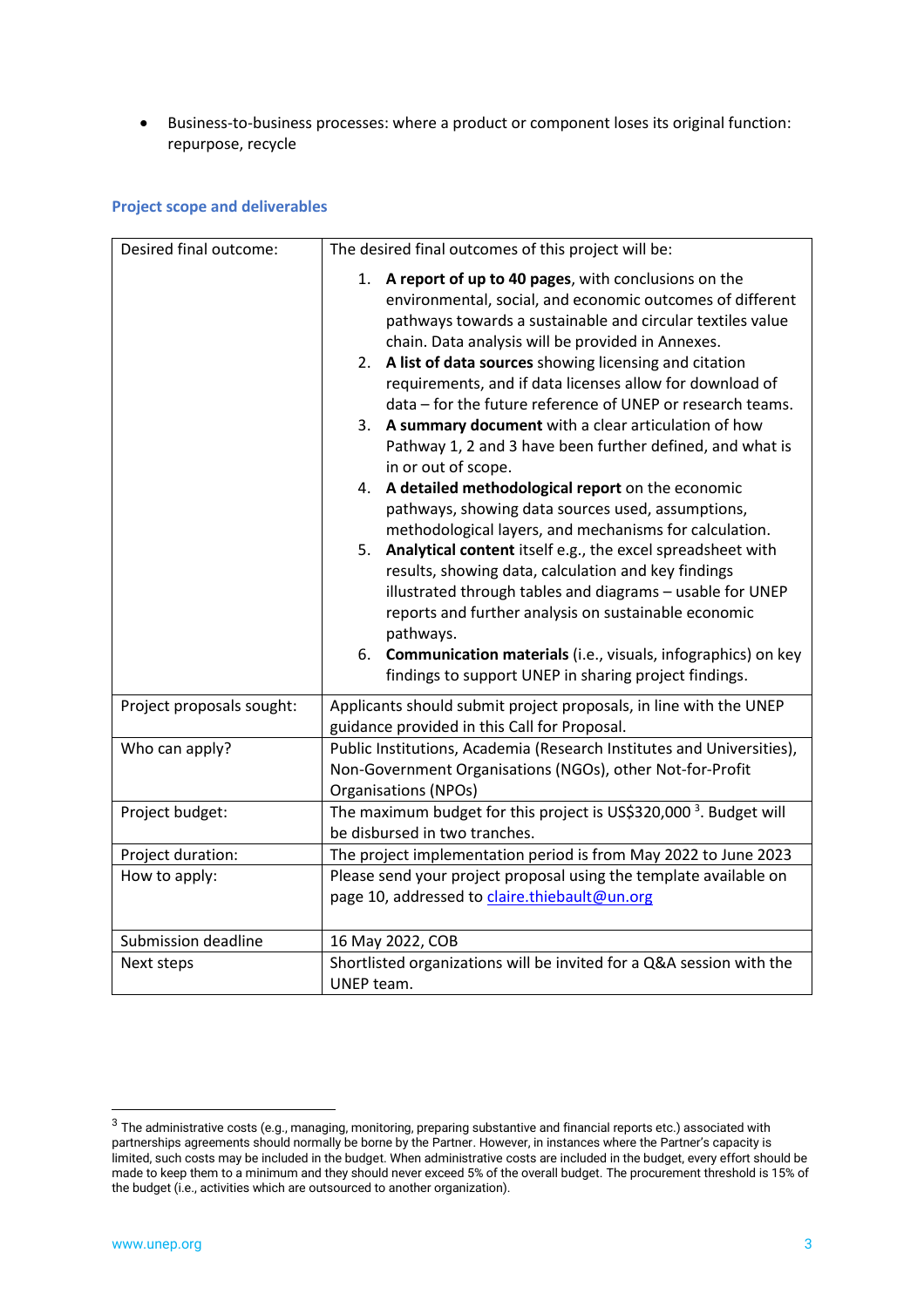- Business-to-business processes: where a product or component loses its original function: repurpose, recycle

### Project scope and deliverables

| | |
|---|---|
| Desired final outcome: | The desired final outcomes of this project will be:<br><br>1. **A report of up to 40 pages**, with conclusions on the environmental, social, and economic outcomes of different pathways towards a sustainable and circular textiles value chain. Data analysis will be provided in Annexes.<br>2. **A list of data sources** showing licensing and citation requirements, and if data licenses allow for download of data – for the future reference of UNEP or research teams.<br>3. **A summary document** with a clear articulation of how Pathway 1, 2 and 3 have been further defined, and what is in or out of scope.<br>4. **A detailed methodological report** on the economic pathways, showing data sources used, assumptions, methodological layers, and mechanisms for calculation.<br>5. **Analytical content** itself e.g., the excel spreadsheet with results, showing data, calculation and key findings illustrated through tables and diagrams – usable for UNEP reports and further analysis on sustainable economic pathways.<br>6. **Communication materials** (i.e., visuals, infographics) on key findings to support UNEP in sharing project findings. |
| Project proposals sought: | Applicants should submit project proposals, in line with the UNEP guidance provided in this Call for Proposal. |
| Who can apply? | Public Institutions, Academia (Research Institutes and Universities), Non-Government Organisations (NGOs), other Not-for-Profit Organisations (NPOs) |
| Project budget: | The maximum budget for this project is US$320,000 [3]. Budget will be disbursed in two tranches. |
| Project duration: | The project implementation period is from May 2022 to June 2023 |
| How to apply: | Please send your project proposal using the template available on page 10, addressed to claire.thiebault@un.org |
| Submission deadline | 16 May 2022, COB |
| Next steps | Shortlisted organizations will be invited for a Q&A session with the UNEP team. |

[3] The administrative costs (e.g., managing, monitoring, preparing substantive and financial reports etc.) associated with partnerships agreements should normally be borne by the Partner. However, in instances where the Partner's capacity is limited, such costs may be included in the budget. When administrative costs are included in the budget, every effort should be made to keep them to a minimum and they should never exceed 5% of the overall budget. The procurement threshold is 15% of the budget (i.e., activities which are outsourced to another organization).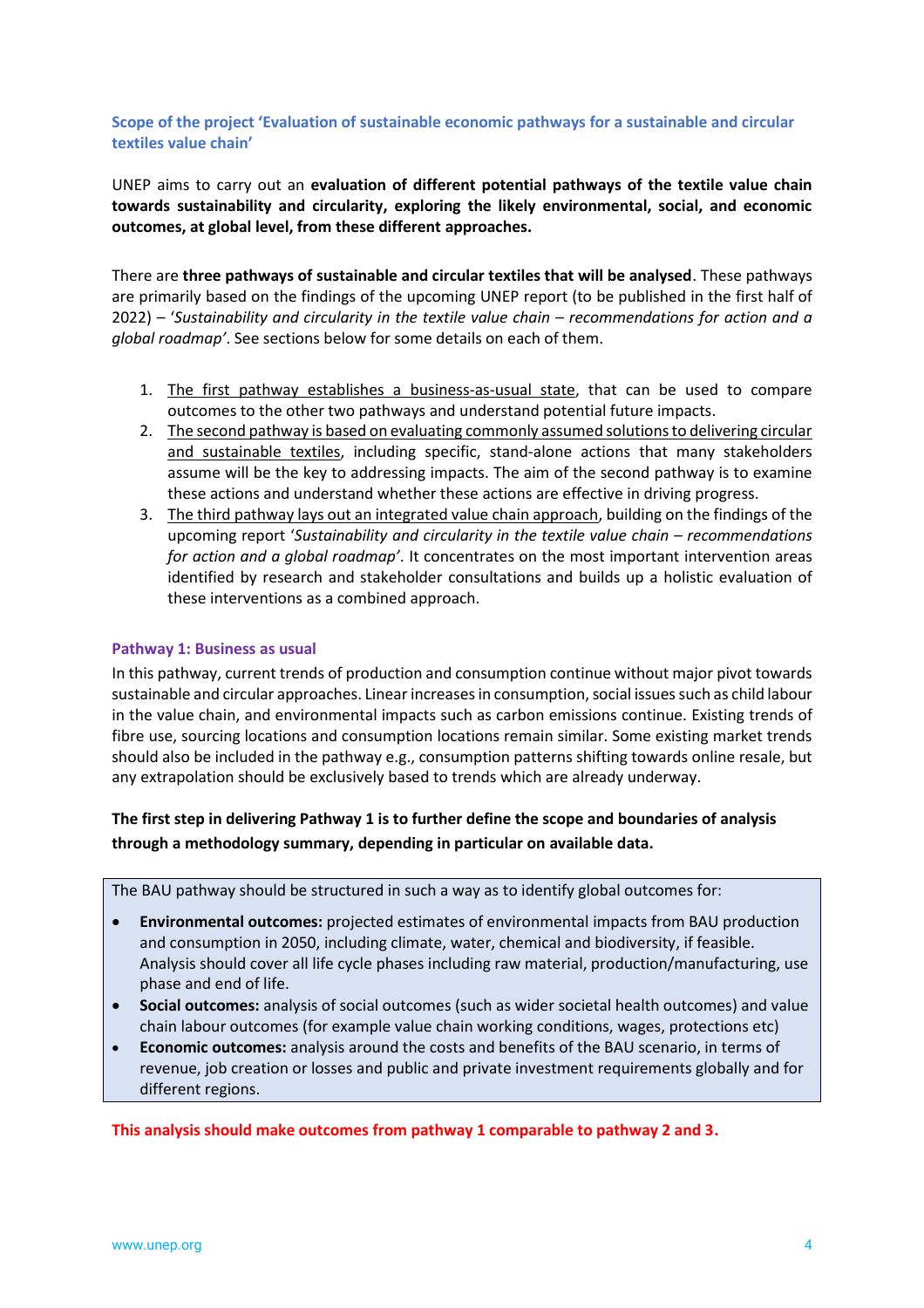### Scope of the project 'Evaluation of sustainable economic pathways for a sustainable and circular textiles value chain'

UNEP aims to carry out an **evaluation of different potential pathways of the textile value chain towards sustainability and circularity, exploring the likely environmental, social, and economic outcomes, at global level, from these different approaches.**

There are **three pathways of sustainable and circular textiles that will be analysed**. These pathways are primarily based on the findings of the upcoming UNEP report (to be published in the first half of 2022) – '*Sustainability and circularity in the textile value chain – recommendations for action and a global roadmap*'. See sections below for some details on each of them.

1. The first pathway establishes a business-as-usual state, that can be used to compare outcomes to the other two pathways and understand potential future impacts.
2. The second pathway is based on evaluating commonly assumed solutions to delivering circular and sustainable textiles, including specific, stand-alone actions that many stakeholders assume will be the key to addressing impacts. The aim of the second pathway is to examine these actions and understand whether these actions are effective in driving progress.
3. The third pathway lays out an integrated value chain approach, building on the findings of the upcoming report '*Sustainability and circularity in the textile value chain – recommendations for action and a global roadmap*'. It concentrates on the most important intervention areas identified by research and stakeholder consultations and builds up a holistic evaluation of these interventions as a combined approach.

#### Pathway 1: Business as usual

In this pathway, current trends of production and consumption continue without major pivot towards sustainable and circular approaches. Linear increases in consumption, social issues such as child labour in the value chain, and environmental impacts such as carbon emissions continue. Existing trends of fibre use, sourcing locations and consumption locations remain similar. Some existing market trends should also be included in the pathway e.g., consumption patterns shifting towards online resale, but any extrapolation should be exclusively based to trends which are already underway.

**The first step in delivering Pathway 1 is to further define the scope and boundaries of analysis through a methodology summary, depending in particular on available data.**

The BAU pathway should be structured in such a way as to identify global outcomes for:

- **Environmental outcomes:** projected estimates of environmental impacts from BAU production and consumption in 2050, including climate, water, chemical and biodiversity, if feasible. Analysis should cover all life cycle phases including raw material, production/manufacturing, use phase and end of life.
- **Social outcomes:** analysis of social outcomes (such as wider societal health outcomes) and value chain labour outcomes (for example value chain working conditions, wages, protections etc)
- **Economic outcomes:** analysis around the costs and benefits of the BAU scenario, in terms of revenue, job creation or losses and public and private investment requirements globally and for different regions.

**This analysis should make outcomes from pathway 1 comparable to pathway 2 and 3.**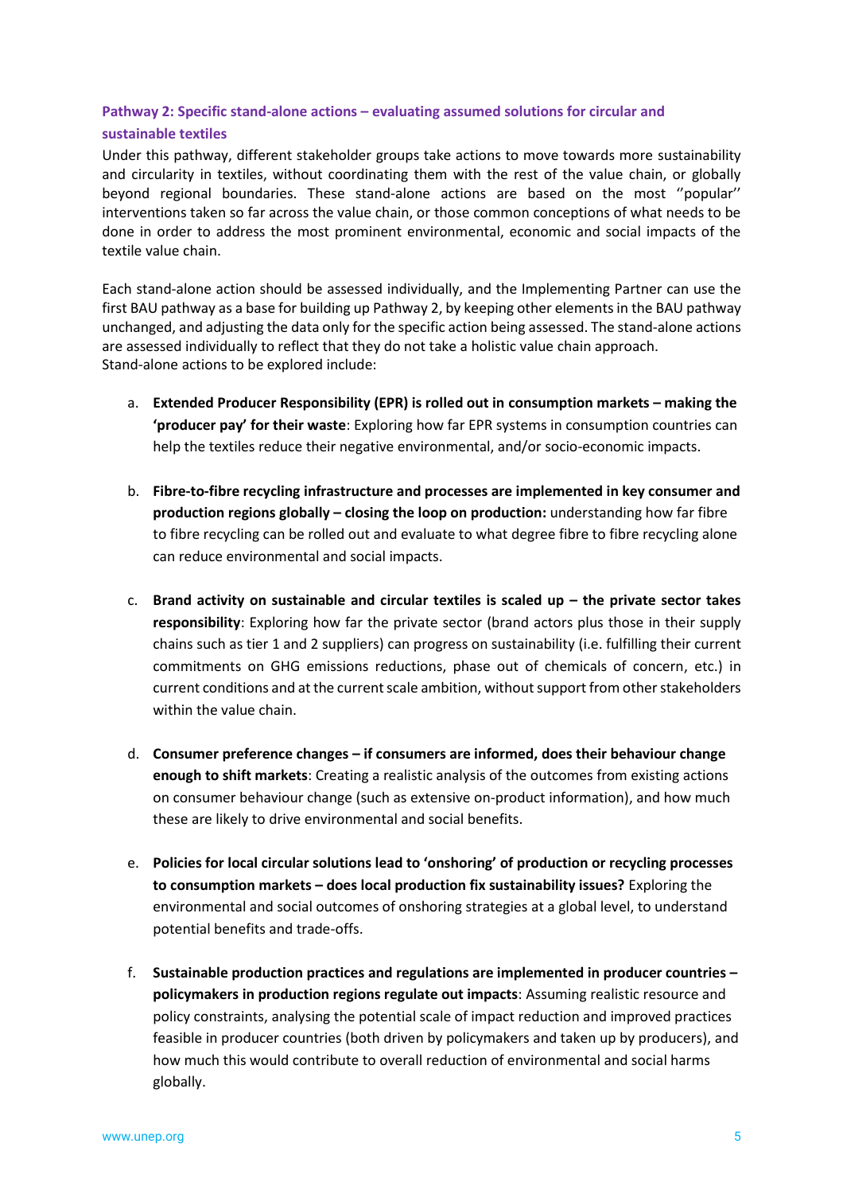### Pathway 2: Specific stand-alone actions – evaluating assumed solutions for circular and sustainable textiles

Under this pathway, different stakeholder groups take actions to move towards more sustainability and circularity in textiles, without coordinating them with the rest of the value chain, or globally beyond regional boundaries. These stand-alone actions are based on the most ''popular'' interventions taken so far across the value chain, or those common conceptions of what needs to be done in order to address the most prominent environmental, economic and social impacts of the textile value chain.

Each stand-alone action should be assessed individually, and the Implementing Partner can use the first BAU pathway as a base for building up Pathway 2, by keeping other elements in the BAU pathway unchanged, and adjusting the data only for the specific action being assessed. The stand-alone actions are assessed individually to reflect that they do not take a holistic value chain approach.
Stand-alone actions to be explored include:

a. **Extended Producer Responsibility (EPR) is rolled out in consumption markets – making the 'producer pay' for their waste**: Exploring how far EPR systems in consumption countries can help the textiles reduce their negative environmental, and/or socio-economic impacts.

b. **Fibre-to-fibre recycling infrastructure and processes are implemented in key consumer and production regions globally – closing the loop on production:** understanding how far fibre to fibre recycling can be rolled out and evaluate to what degree fibre to fibre recycling alone can reduce environmental and social impacts.

c. **Brand activity on sustainable and circular textiles is scaled up – the private sector takes responsibility**: Exploring how far the private sector (brand actors plus those in their supply chains such as tier 1 and 2 suppliers) can progress on sustainability (i.e. fulfilling their current commitments on GHG emissions reductions, phase out of chemicals of concern, etc.) in current conditions and at the current scale ambition, without support from other stakeholders within the value chain.

d. **Consumer preference changes – if consumers are informed, does their behaviour change enough to shift markets**: Creating a realistic analysis of the outcomes from existing actions on consumer behaviour change (such as extensive on-product information), and how much these are likely to drive environmental and social benefits.

e. **Policies for local circular solutions lead to 'onshoring' of production or recycling processes to consumption markets – does local production fix sustainability issues?** Exploring the environmental and social outcomes of onshoring strategies at a global level, to understand potential benefits and trade-offs.

f. **Sustainable production practices and regulations are implemented in producer countries – policymakers in production regions regulate out impacts**: Assuming realistic resource and policy constraints, analysing the potential scale of impact reduction and improved practices feasible in producer countries (both driven by policymakers and taken up by producers), and how much this would contribute to overall reduction of environmental and social harms globally.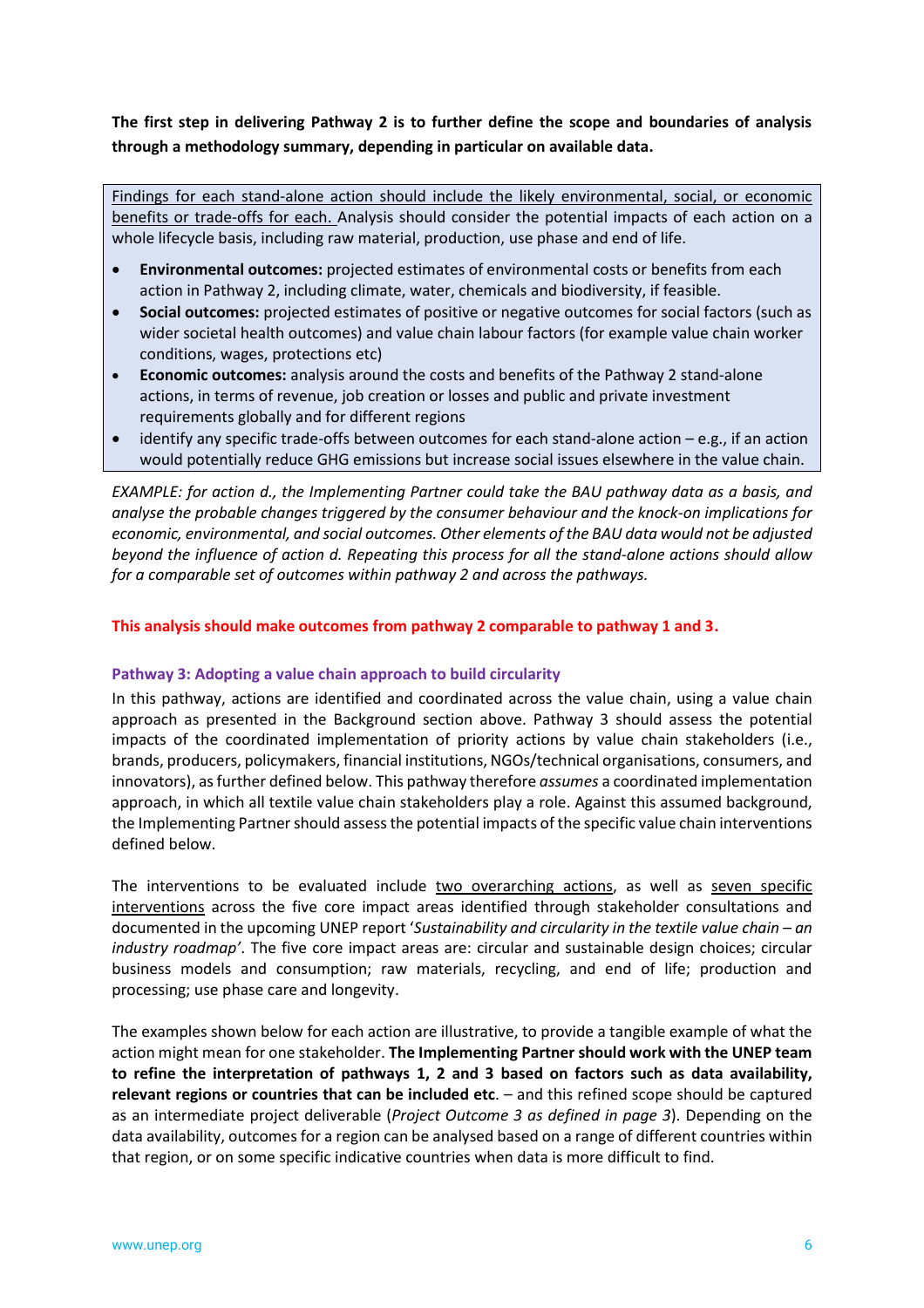**The first step in delivering Pathway 2 is to further define the scope and boundaries of analysis through a methodology summary, depending in particular on available data.**

<u>Findings for each stand-alone action should include the likely environmental, social, or economic benefits or trade-offs for each.</u> Analysis should consider the potential impacts of each action on a whole lifecycle basis, including raw material, production, use phase and end of life.

- **Environmental outcomes:** projected estimates of environmental costs or benefits from each action in Pathway 2, including climate, water, chemicals and biodiversity, if feasible.
- **Social outcomes:** projected estimates of positive or negative outcomes for social factors (such as wider societal health outcomes) and value chain labour factors (for example value chain worker conditions, wages, protections etc)
- **Economic outcomes:** analysis around the costs and benefits of the Pathway 2 stand-alone actions, in terms of revenue, job creation or losses and public and private investment requirements globally and for different regions
- identify any specific trade-offs between outcomes for each stand-alone action – e.g., if an action would potentially reduce GHG emissions but increase social issues elsewhere in the value chain.

*EXAMPLE: for action d., the Implementing Partner could take the BAU pathway data as a basis, and analyse the probable changes triggered by the consumer behaviour and the knock-on implications for economic, environmental, and social outcomes. Other elements of the BAU data would not be adjusted beyond the influence of action d. Repeating this process for all the stand-alone actions should allow for a comparable set of outcomes within pathway 2 and across the pathways.*

**This analysis should make outcomes from pathway 2 comparable to pathway 1 and 3.**

### Pathway 3: Adopting a value chain approach to build circularity

In this pathway, actions are identified and coordinated across the value chain, using a value chain approach as presented in the Background section above. Pathway 3 should assess the potential impacts of the coordinated implementation of priority actions by value chain stakeholders (i.e., brands, producers, policymakers, financial institutions, NGOs/technical organisations, consumers, and innovators), as further defined below. This pathway therefore *assumes* a coordinated implementation approach, in which all textile value chain stakeholders play a role. Against this assumed background, the Implementing Partner should assess the potential impacts of the specific value chain interventions defined below.

The interventions to be evaluated include <u>two overarching actions</u>, as well as <u>seven specific interventions</u> across the five core impact areas identified through stakeholder consultations and documented in the upcoming UNEP report '*Sustainability and circularity in the textile value chain – an industry roadmap'*. The five core impact areas are: circular and sustainable design choices; circular business models and consumption; raw materials, recycling, and end of life; production and processing; use phase care and longevity.

The examples shown below for each action are illustrative, to provide a tangible example of what the action might mean for one stakeholder. **The Implementing Partner should work with the UNEP team to refine the interpretation of pathways 1, 2 and 3 based on factors such as data availability, relevant regions or countries that can be included etc**. – and this refined scope should be captured as an intermediate project deliverable (*Project Outcome 3 as defined in page 3*). Depending on the data availability, outcomes for a region can be analysed based on a range of different countries within that region, or on some specific indicative countries when data is more difficult to find.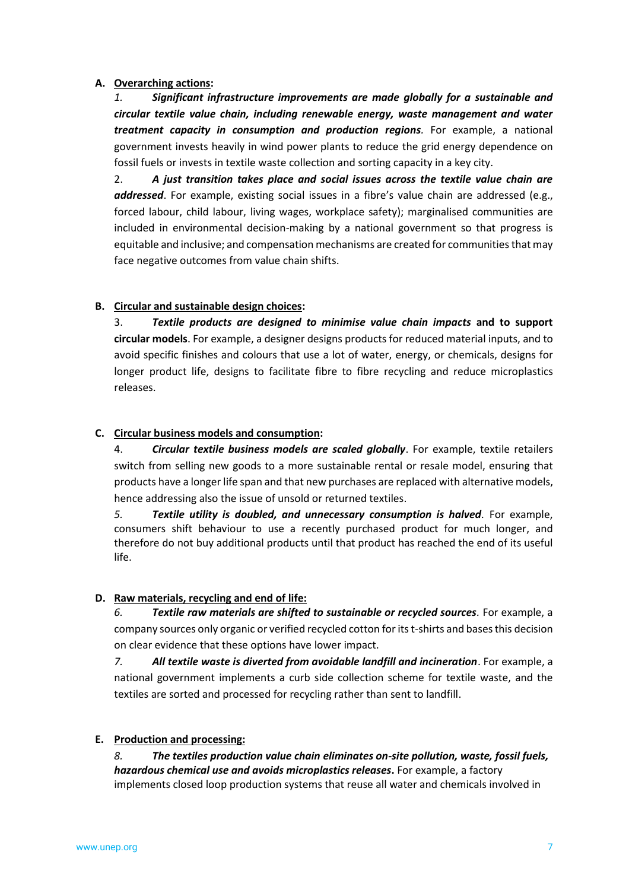A. **Overarching actions:**

*1.* ***Significant infrastructure improvements are made globally for a sustainable and circular textile value chain, including renewable energy, waste management and water treatment capacity in consumption and production regions****.* For example, a national government invests heavily in wind power plants to reduce the grid energy dependence on fossil fuels or invests in textile waste collection and sorting capacity in a key city.

2. ***A just transition takes place and social issues across the textile value chain are addressed***. For example, existing social issues in a fibre's value chain are addressed (e.g., forced labour, child labour, living wages, workplace safety); marginalised communities are included in environmental decision-making by a national government so that progress is equitable and inclusive; and compensation mechanisms are created for communities that may face negative outcomes from value chain shifts.

B. **Circular and sustainable design choices:**

3. ***Textile products are designed to minimise value chain impacts*** **and to support circular models**. For example, a designer designs products for reduced material inputs, and to avoid specific finishes and colours that use a lot of water, energy, or chemicals, designs for longer product life, designs to facilitate fibre to fibre recycling and reduce microplastics releases.

C. **Circular business models and consumption:**

4. ***Circular textile business models are scaled globally***. For example, textile retailers switch from selling new goods to a more sustainable rental or resale model, ensuring that products have a longer life span and that new purchases are replaced with alternative models, hence addressing also the issue of unsold or returned textiles.

*5.* ***Textile utility is doubled, and unnecessary consumption is halved****.* For example, consumers shift behaviour to use a recently purchased product for much longer, and therefore do not buy additional products until that product has reached the end of its useful life.

D. **Raw materials, recycling and end of life:**

*6.* ***Textile raw materials are shifted to sustainable or recycled sources***. For example, a company sources only organic or verified recycled cotton for its t-shirts and bases this decision on clear evidence that these options have lower impact.

*7.* ***All textile waste is diverted from avoidable landfill and incineration***. For example, a national government implements a curb side collection scheme for textile waste, and the textiles are sorted and processed for recycling rather than sent to landfill.

E. **Production and processing:**

*8.* ***The textiles production value chain eliminates on-site pollution, waste, fossil fuels, hazardous chemical use and avoids microplastics releases*****.** For example, a factory implements closed loop production systems that reuse all water and chemicals involved in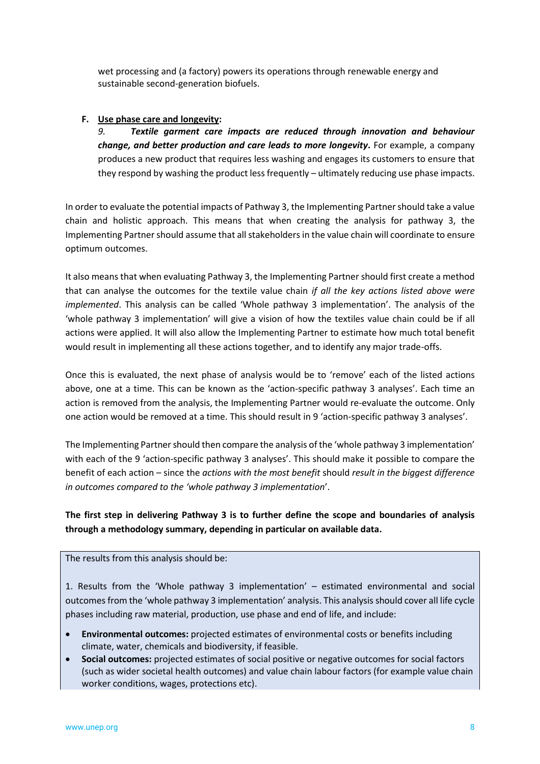wet processing and (a factory) powers its operations through renewable energy and sustainable second-generation biofuels.

**F. Use phase care and longevity:**

*9.* ***Textile garment care impacts are reduced through innovation and behaviour change, and better production and care leads to more longevity.*** For example, a company produces a new product that requires less washing and engages its customers to ensure that they respond by washing the product less frequently – ultimately reducing use phase impacts.

In order to evaluate the potential impacts of Pathway 3, the Implementing Partner should take a value chain and holistic approach. This means that when creating the analysis for pathway 3, the Implementing Partner should assume that all stakeholders in the value chain will coordinate to ensure optimum outcomes.

It also means that when evaluating Pathway 3, the Implementing Partner should first create a method that can analyse the outcomes for the textile value chain *if all the key actions listed above were implemented*. This analysis can be called 'Whole pathway 3 implementation'. The analysis of the 'whole pathway 3 implementation' will give a vision of how the textiles value chain could be if all actions were applied. It will also allow the Implementing Partner to estimate how much total benefit would result in implementing all these actions together, and to identify any major trade-offs.

Once this is evaluated, the next phase of analysis would be to 'remove' each of the listed actions above, one at a time. This can be known as the 'action-specific pathway 3 analyses'. Each time an action is removed from the analysis, the Implementing Partner would re-evaluate the outcome. Only one action would be removed at a time. This should result in 9 'action-specific pathway 3 analyses'.

The Implementing Partner should then compare the analysis of the 'whole pathway 3 implementation' with each of the 9 'action-specific pathway 3 analyses'. This should make it possible to compare the benefit of each action – since the *actions with the most benefit* should *result in the biggest difference in outcomes compared to the 'whole pathway 3 implementation'*.

**The first step in delivering Pathway 3 is to further define the scope and boundaries of analysis through a methodology summary, depending in particular on available data.**

The results from this analysis should be:

1. Results from the 'Whole pathway 3 implementation' – estimated environmental and social outcomes from the 'whole pathway 3 implementation' analysis. This analysis should cover all life cycle phases including raw material, production, use phase and end of life, and include:

- **Environmental outcomes:** projected estimates of environmental costs or benefits including climate, water, chemicals and biodiversity, if feasible.
- **Social outcomes:** projected estimates of social positive or negative outcomes for social factors (such as wider societal health outcomes) and value chain labour factors (for example value chain worker conditions, wages, protections etc).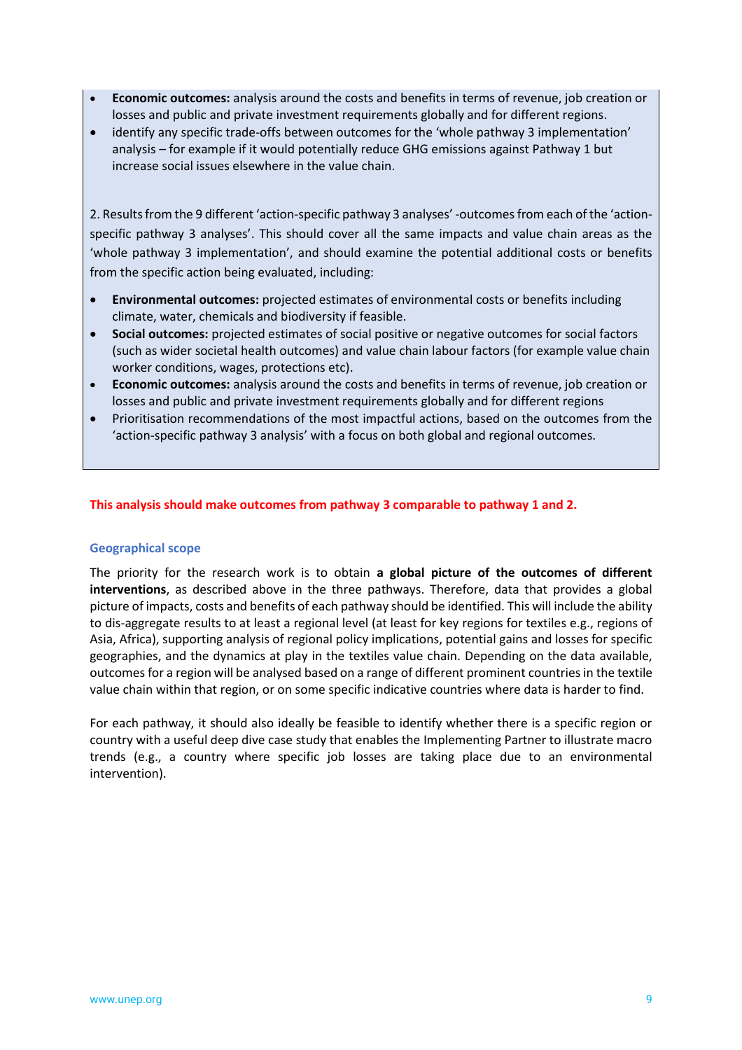- **Economic outcomes:** analysis around the costs and benefits in terms of revenue, job creation or losses and public and private investment requirements globally and for different regions.
- identify any specific trade-offs between outcomes for the 'whole pathway 3 implementation' analysis – for example if it would potentially reduce GHG emissions against Pathway 1 but increase social issues elsewhere in the value chain.

2. Results from the 9 different 'action-specific pathway 3 analyses' -outcomes from each of the 'action-specific pathway 3 analyses'. This should cover all the same impacts and value chain areas as the 'whole pathway 3 implementation', and should examine the potential additional costs or benefits from the specific action being evaluated, including:

- **Environmental outcomes:** projected estimates of environmental costs or benefits including climate, water, chemicals and biodiversity if feasible.
- **Social outcomes:** projected estimates of social positive or negative outcomes for social factors (such as wider societal health outcomes) and value chain labour factors (for example value chain worker conditions, wages, protections etc).
- **Economic outcomes:** analysis around the costs and benefits in terms of revenue, job creation or losses and public and private investment requirements globally and for different regions
- Prioritisation recommendations of the most impactful actions, based on the outcomes from the 'action-specific pathway 3 analysis' with a focus on both global and regional outcomes.

**This analysis should make outcomes from pathway 3 comparable to pathway 1 and 2.**

### Geographical scope

The priority for the research work is to obtain **a global picture of the outcomes of different interventions**, as described above in the three pathways. Therefore, data that provides a global picture of impacts, costs and benefits of each pathway should be identified. This will include the ability to dis-aggregate results to at least a regional level (at least for key regions for textiles e.g., regions of Asia, Africa), supporting analysis of regional policy implications, potential gains and losses for specific geographies, and the dynamics at play in the textiles value chain. Depending on the data available, outcomes for a region will be analysed based on a range of different prominent countries in the textile value chain within that region, or on some specific indicative countries where data is harder to find.

For each pathway, it should also ideally be feasible to identify whether there is a specific region or country with a useful deep dive case study that enables the Implementing Partner to illustrate macro trends (e.g., a country where specific job losses are taking place due to an environmental intervention).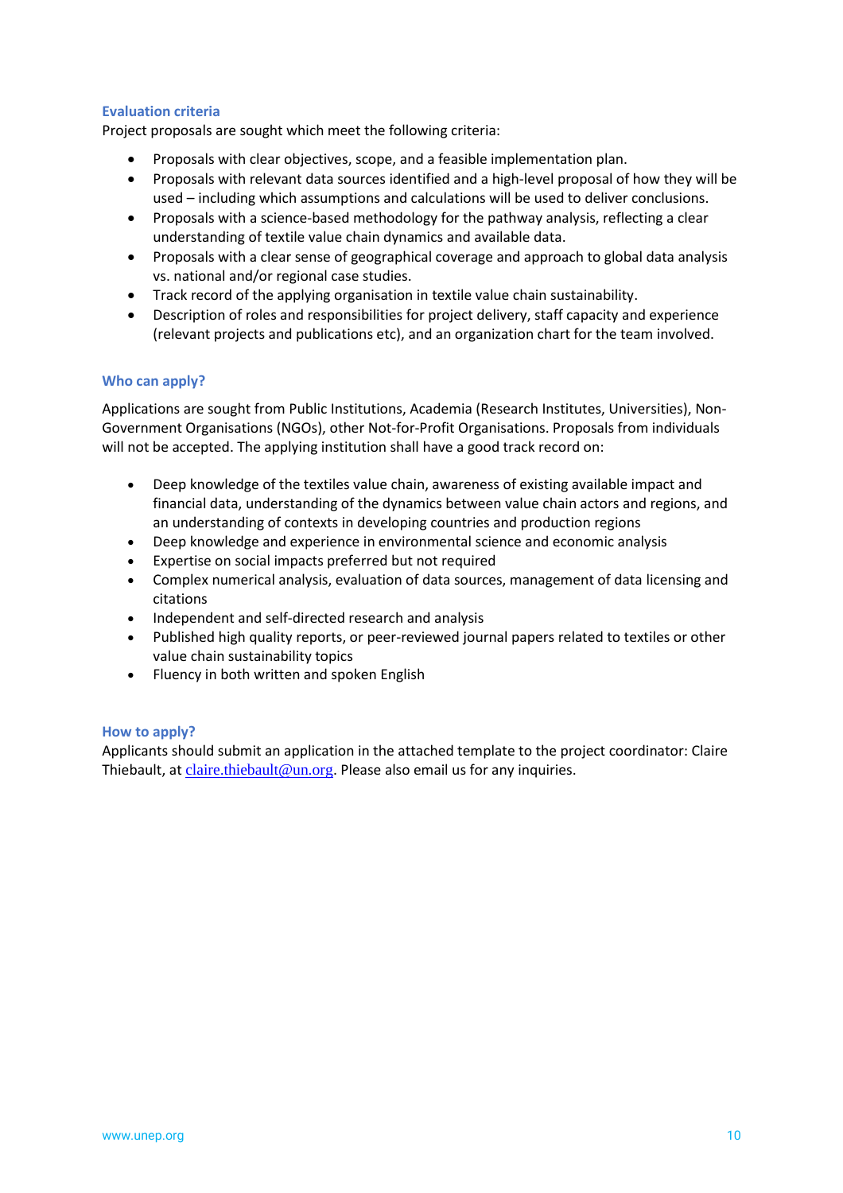### Evaluation criteria

Project proposals are sought which meet the following criteria:

- Proposals with clear objectives, scope, and a feasible implementation plan.
- Proposals with relevant data sources identified and a high-level proposal of how they will be used – including which assumptions and calculations will be used to deliver conclusions.
- Proposals with a science-based methodology for the pathway analysis, reflecting a clear understanding of textile value chain dynamics and available data.
- Proposals with a clear sense of geographical coverage and approach to global data analysis vs. national and/or regional case studies.
- Track record of the applying organisation in textile value chain sustainability.
- Description of roles and responsibilities for project delivery, staff capacity and experience (relevant projects and publications etc), and an organization chart for the team involved.

### Who can apply?

Applications are sought from Public Institutions, Academia (Research Institutes, Universities), Non-Government Organisations (NGOs), other Not-for-Profit Organisations. Proposals from individuals will not be accepted. The applying institution shall have a good track record on:

- Deep knowledge of the textiles value chain, awareness of existing available impact and financial data, understanding of the dynamics between value chain actors and regions, and an understanding of contexts in developing countries and production regions
- Deep knowledge and experience in environmental science and economic analysis
- Expertise on social impacts preferred but not required
- Complex numerical analysis, evaluation of data sources, management of data licensing and citations
- Independent and self-directed research and analysis
- Published high quality reports, or peer-reviewed journal papers related to textiles or other value chain sustainability topics
- Fluency in both written and spoken English

### How to apply?

Applicants should submit an application in the attached template to the project coordinator: Claire Thiebault, at claire.thiebault@un.org. Please also email us for any inquiries.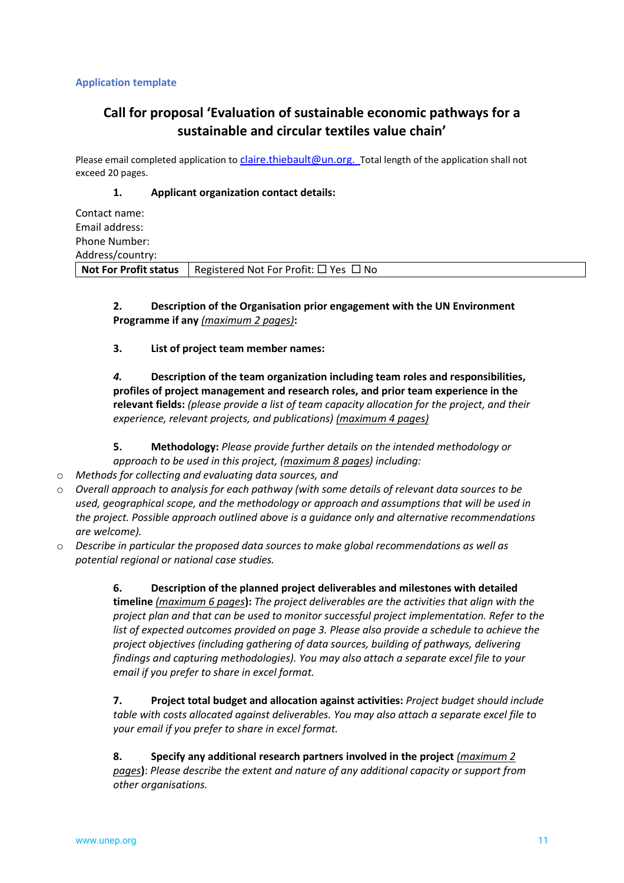**Application template**

## Call for proposal 'Evaluation of sustainable economic pathways for a sustainable and circular textiles value chain'

Please email completed application to [claire.thiebault@un.org.](mailto:claire.thiebault@un.org) Total length of the application shall not exceed 20 pages.

1. **Applicant organization contact details:**

Contact name:
Email address:
Phone Number:
Address/country:

| | |
|---|---|
| **Not For Profit status** | Registered Not For Profit: ☐ Yes ☐ No |

2. **Description of the Organisation prior engagement with the UN Environment Programme if any** *(maximum 2 pages)***:**

3. **List of project team member names:**

4. **Description of the team organization including team roles and responsibilities, profiles of project management and research roles, and prior team experience in the relevant fields:** *(please provide a list of team capacity allocation for the project, and their experience, relevant projects, and publications) (maximum 4 pages)*

5. **Methodology:** *Please provide further details on the intended methodology or approach to be used in this project, (maximum 8 pages) including:*

- *Methods for collecting and evaluating data sources, and*
- *Overall approach to analysis for each pathway (with some details of relevant data sources to be used, geographical scope, and the methodology or approach and assumptions that will be used in the project. Possible approach outlined above is a guidance only and alternative recommendations are welcome).*
- *Describe in particular the proposed data sources to make global recommendations as well as potential regional or national case studies.*

6. **Description of the planned project deliverables and milestones with detailed timeline** *(maximum 6 pages)***:** *The project deliverables are the activities that align with the project plan and that can be used to monitor successful project implementation. Refer to the list of expected outcomes provided on page 3. Please also provide a schedule to achieve the project objectives (including gathering of data sources, building of pathways, delivering findings and capturing methodologies). You may also attach a separate excel file to your email if you prefer to share in excel format.*

7. **Project total budget and allocation against activities:** *Project budget should include table with costs allocated against deliverables. You may also attach a separate excel file to your email if you prefer to share in excel format.*

8. **Specify any additional research partners involved in the project** *(maximum 2 pages)***:** *Please describe the extent and nature of any additional capacity or support from other organisations.*